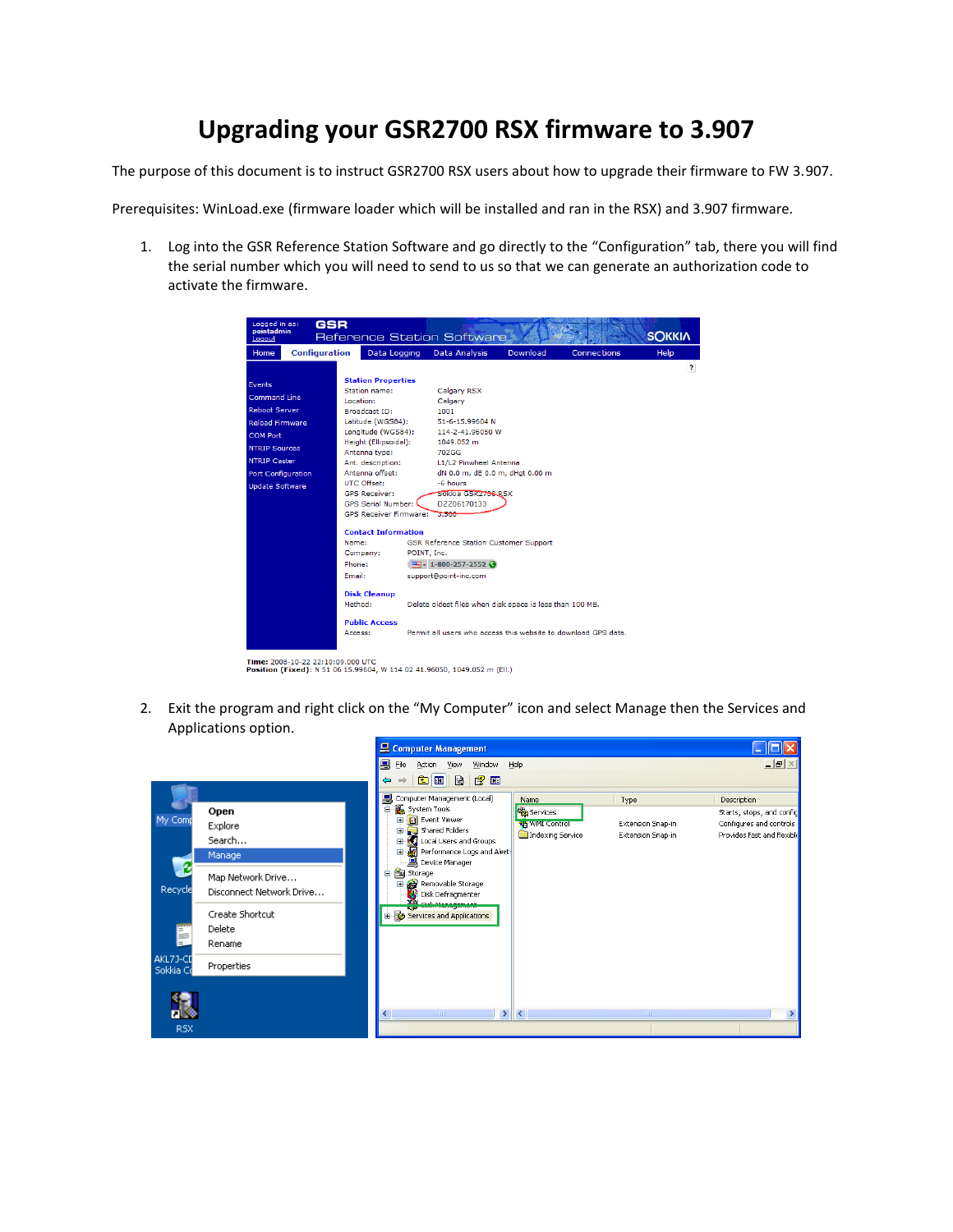# Upgrading your GSR2700 RSX firmware to 3.907

The purpose of this document is to instruct GSR2700 RSX users about how to upgrade their firmware to FW 3.907.

Prerequisites: WinLoad.exe (firmware loader which will be installed and ran in the RSX) and 3.907 firmware.

1. Log into the GSR Reference Station Software and go directly to the "Configuration" tab, there you will find the serial number which you will need to send to us so that we can generate an authorization code to activate the firmware.

2. Exit the program and right click on the "My Computer" icon and select Manage then the Services and Applications option.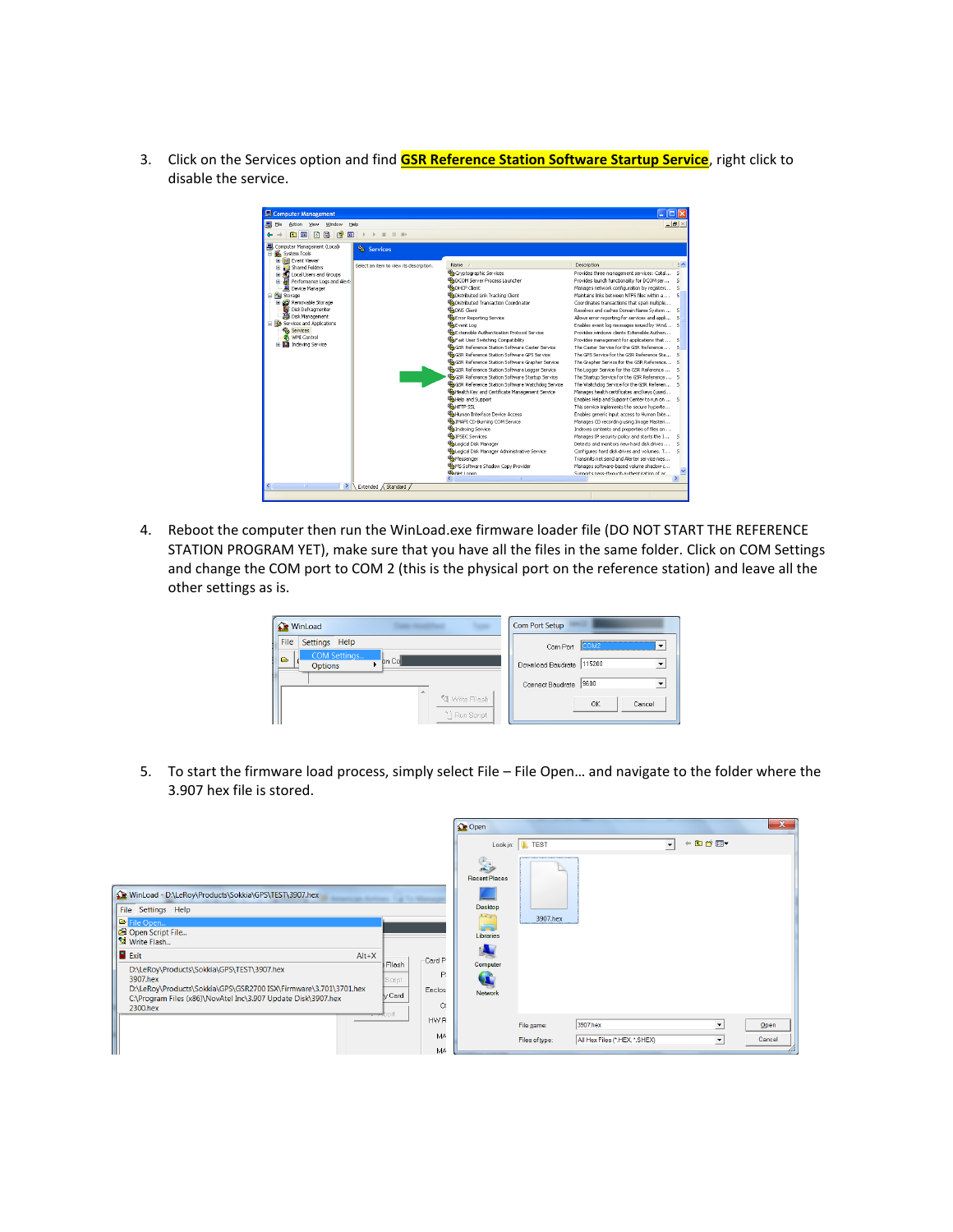3. Click on the Services option and find **GSR Reference Station Software Startup Service**, right click to disable the service.

4. Reboot the computer then run the WinLoad.exe firmware loader file (DO NOT START THE REFERENCE STATION PROGRAM YET), make sure that you have all the files in the same folder. Click on COM Settings and change the COM port to COM 2 (this is the physical port on the reference station) and leave all the other settings as is.

5. To start the firmware load process, simply select File – File Open… and navigate to the folder where the 3.907 hex file is stored.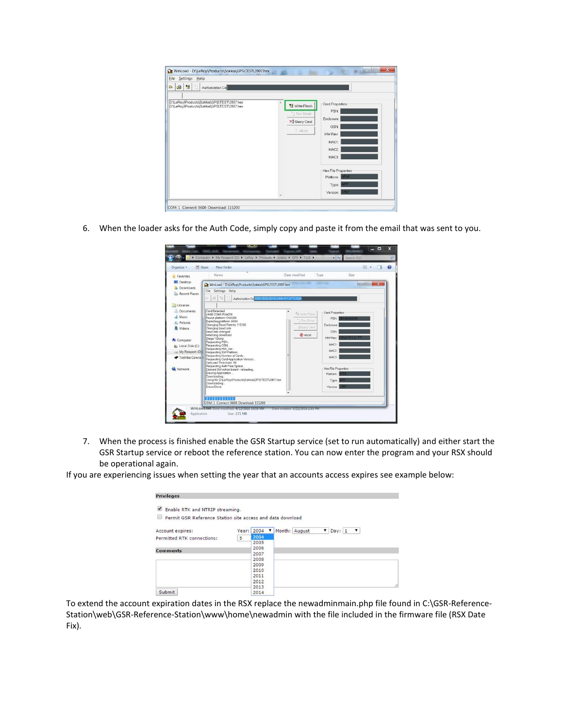6. When the loader asks for the Auth Code, simply copy and paste it from the email that was sent to you.

7. When the process is finished enable the GSR Startup service (set to run automatically) and either start the GSR Startup service or reboot the reference station. You can now enter the program and your RSX should be operational again.

If you are experiencing issues when setting the year that an accounts access expires see example below:

To extend the account expiration dates in the RSX replace the newadminmain.php file found in C:\GSR-Reference-Station\web\GSR-Reference-Station\www\home\newadmin with the file included in the firmware file (RSX Date Fix).